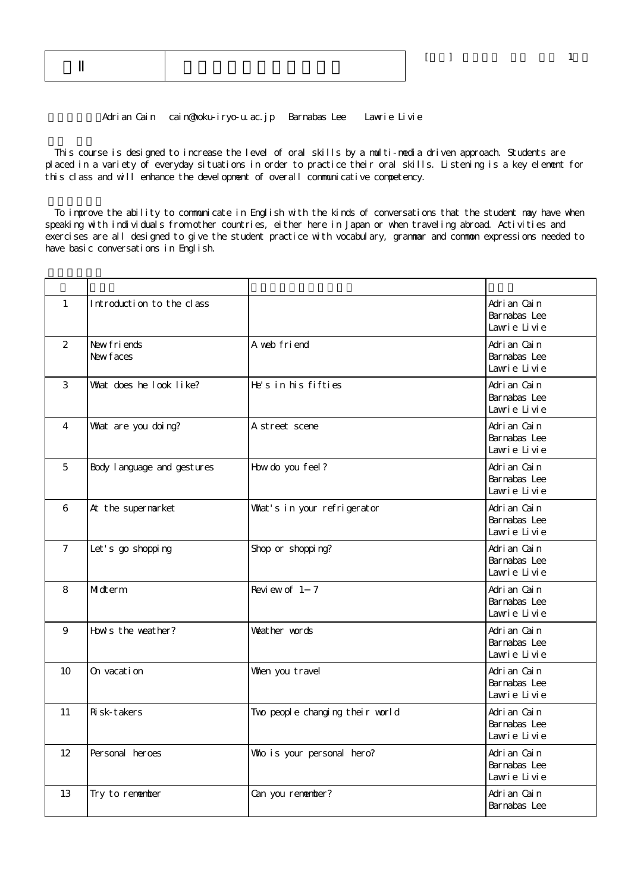| Ⅱ | |
|---|---|

[ ] 1

Adrian Cain cain@hoku-iryo-u.ac.jp Barnabas Lee Lawrie Livie

This course is designed to increase the level of oral skills by a multi-media driven approach. Students are placed in a variety of everyday situations in order to practice their oral skills. Listening is a key element for this class and will enhance the development of overall communicative competency.

To improve the ability to communicate in English with the kinds of conversations that the student may have when speaking with individuals from other countries, either here in Japan or when traveling abroad. Activities and exercises are all designed to give the student practice with vocabulary, grammar and common expressions needed to have basic conversations in English.

| | | | |
|---|---|---|---|
| 1 | Introduction to the class | | Adrian Cain<br>Barnabas Lee<br>Lawrie Livie |
| 2 | New friends<br>New faces | A web friend | Adrian Cain<br>Barnabas Lee<br>Lawrie Livie |
| 3 | What does he look like? | He's in his fifties | Adrian Cain<br>Barnabas Lee<br>Lawrie Livie |
| 4 | What are you doing? | A street scene | Adrian Cain<br>Barnabas Lee<br>Lawrie Livie |
| 5 | Body language and gestures | How do you feel? | Adrian Cain<br>Barnabas Lee<br>Lawrie Livie |
| 6 | At the supermarket | What's in your refrigerator | Adrian Cain<br>Barnabas Lee<br>Lawrie Livie |
| 7 | Let's go shopping | Shop or shopping? | Adrian Cain<br>Barnabas Lee<br>Lawrie Livie |
| 8 | Midterm | Review of 1－7 | Adrian Cain<br>Barnabas Lee<br>Lawrie Livie |
| 9 | How's the weather? | Weather words | Adrian Cain<br>Barnabas Lee<br>Lawrie Livie |
| 10 | On vacation | When you travel | Adrian Cain<br>Barnabas Lee<br>Lawrie Livie |
| 11 | Risk-takers | Two people changing their world | Adrian Cain<br>Barnabas Lee<br>Lawrie Livie |
| 12 | Personal heroes | Who is your personal hero? | Adrian Cain<br>Barnabas Lee<br>Lawrie Livie |
| 13 | Try to remember | Can you remember? | Adrian Cain<br>Barnabas Lee |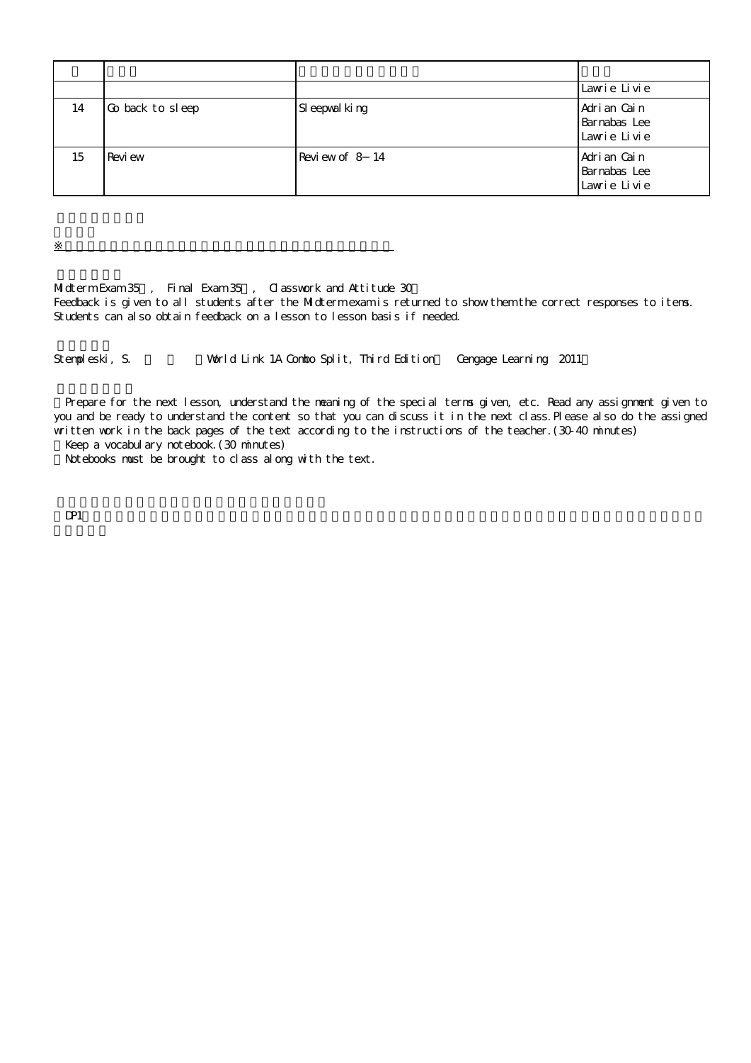| | | | |
|---|---|---|---|
| | | | Lawrie Livie |
| 14 | Go back to sleep | Sleepwalking | Adrian Cain<br>Barnabas Lee<br>Lawrie Livie |
| 15 | Review | Review of 8−14 | Adrian Cain<br>Barnabas Lee<br>Lawrie Livie |

※

Midterm Exam 35 , Final Exam 35 , Classwork and Attitude 30
Feedback is given to all students after the Midterm exam is returned to show them the correct responses to items. Students can also obtain feedback on a lesson to lesson basis if needed.

Stempleski, S. World Link 1A Combo Split, Third Edition Cengage Learning 2011

Prepare for the next lesson, understand the meaning of the special terms given, etc. Read any assignment given to you and be ready to understand the content so that you can discuss it in the next class. Please also do the assigned written work in the back pages of the text according to the instructions of the teacher. (30-40 minutes)

Keep a vocabulary notebook. (30 minutes)

Notebooks must be brought to class along with the text.

DP1